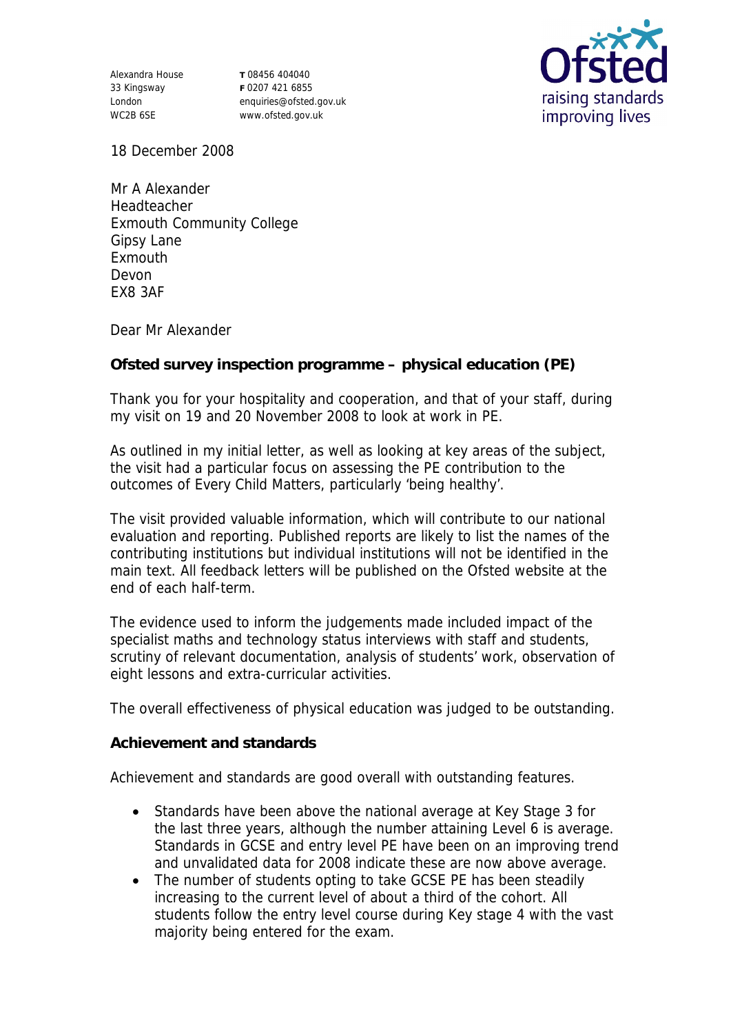Alexandra House
33 Kingsway
London
WC2B 6SE

T 08456 404040
F 0207 421 6855
enquiries@ofsted.gov.uk
www.ofsted.gov.uk

Ofsted
raising standards
improving lives

18 December 2008

Mr A Alexander
Headteacher
Exmouth Community College
Gipsy Lane
Exmouth
Devon
EX8 3AF

Dear Mr Alexander

**Ofsted survey inspection programme – physical education (PE)**

Thank you for your hospitality and cooperation, and that of your staff, during my visit on 19 and 20 November 2008 to look at work in PE.

As outlined in my initial letter, as well as looking at key areas of the subject, the visit had a particular focus on assessing the PE contribution to the outcomes of Every Child Matters, particularly 'being healthy'.

The visit provided valuable information, which will contribute to our national evaluation and reporting. Published reports are likely to list the names of the contributing institutions but individual institutions will not be identified in the main text. All feedback letters will be published on the Ofsted website at the end of each half-term.

The evidence used to inform the judgements made included impact of the specialist maths and technology status interviews with staff and students, scrutiny of relevant documentation, analysis of students' work, observation of eight lessons and extra-curricular activities.

The overall effectiveness of physical education was judged to be outstanding.

**Achievement and standards**

Achievement and standards are good overall with outstanding features.

- Standards have been above the national average at Key Stage 3 for the last three years, although the number attaining Level 6 is average. Standards in GCSE and entry level PE have been on an improving trend and unvalidated data for 2008 indicate these are now above average.
- The number of students opting to take GCSE PE has been steadily increasing to the current level of about a third of the cohort. All students follow the entry level course during Key stage 4 with the vast majority being entered for the exam.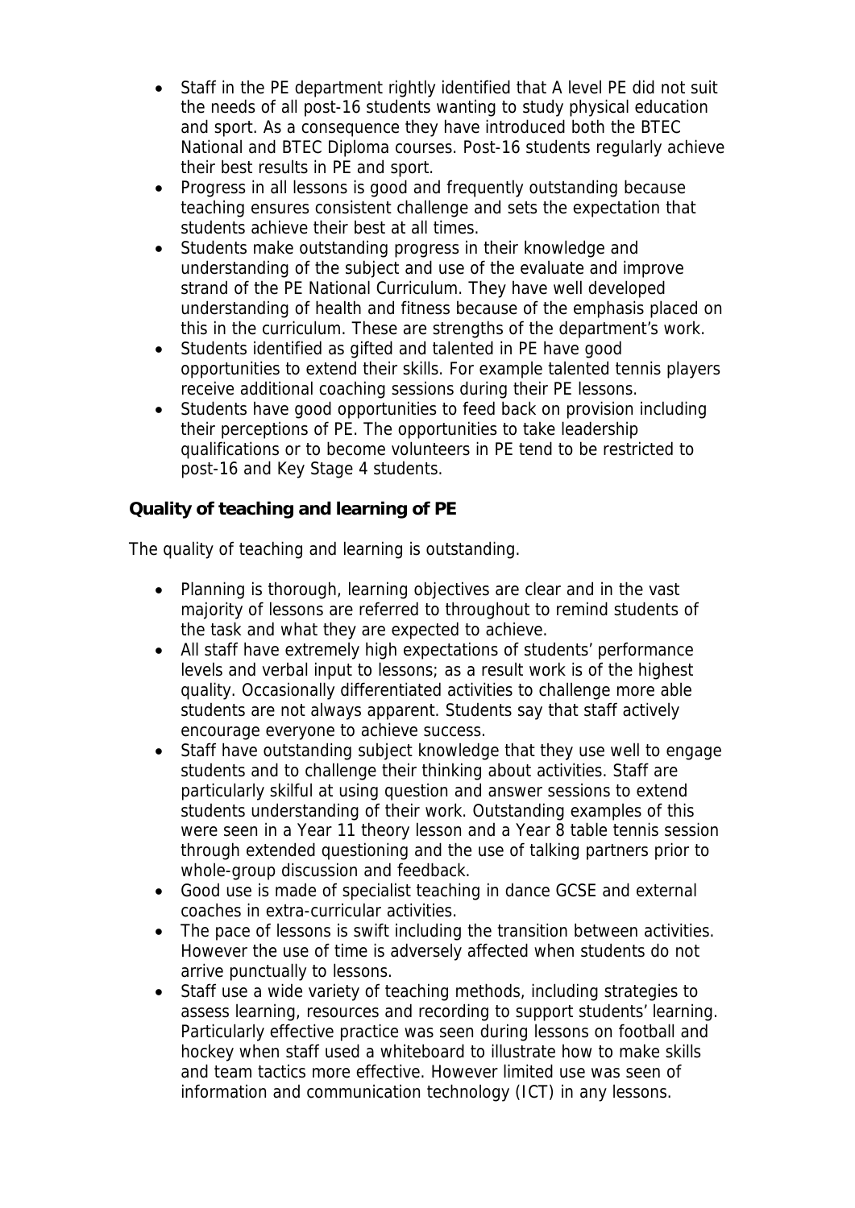- Staff in the PE department rightly identified that A level PE did not suit the needs of all post-16 students wanting to study physical education and sport. As a consequence they have introduced both the BTEC National and BTEC Diploma courses. Post-16 students regularly achieve their best results in PE and sport.
- Progress in all lessons is good and frequently outstanding because teaching ensures consistent challenge and sets the expectation that students achieve their best at all times.
- Students make outstanding progress in their knowledge and understanding of the subject and use of the evaluate and improve strand of the PE National Curriculum. They have well developed understanding of health and fitness because of the emphasis placed on this in the curriculum. These are strengths of the department's work.
- Students identified as gifted and talented in PE have good opportunities to extend their skills. For example talented tennis players receive additional coaching sessions during their PE lessons.
- Students have good opportunities to feed back on provision including their perceptions of PE. The opportunities to take leadership qualifications or to become volunteers in PE tend to be restricted to post-16 and Key Stage 4 students.

**Quality of teaching and learning of PE**

The quality of teaching and learning is outstanding.

- Planning is thorough, learning objectives are clear and in the vast majority of lessons are referred to throughout to remind students of the task and what they are expected to achieve.
- All staff have extremely high expectations of students' performance levels and verbal input to lessons; as a result work is of the highest quality. Occasionally differentiated activities to challenge more able students are not always apparent. Students say that staff actively encourage everyone to achieve success.
- Staff have outstanding subject knowledge that they use well to engage students and to challenge their thinking about activities. Staff are particularly skilful at using question and answer sessions to extend students understanding of their work. Outstanding examples of this were seen in a Year 11 theory lesson and a Year 8 table tennis session through extended questioning and the use of talking partners prior to whole-group discussion and feedback.
- Good use is made of specialist teaching in dance GCSE and external coaches in extra-curricular activities.
- The pace of lessons is swift including the transition between activities. However the use of time is adversely affected when students do not arrive punctually to lessons.
- Staff use a wide variety of teaching methods, including strategies to assess learning, resources and recording to support students' learning. Particularly effective practice was seen during lessons on football and hockey when staff used a whiteboard to illustrate how to make skills and team tactics more effective. However limited use was seen of information and communication technology (ICT) in any lessons.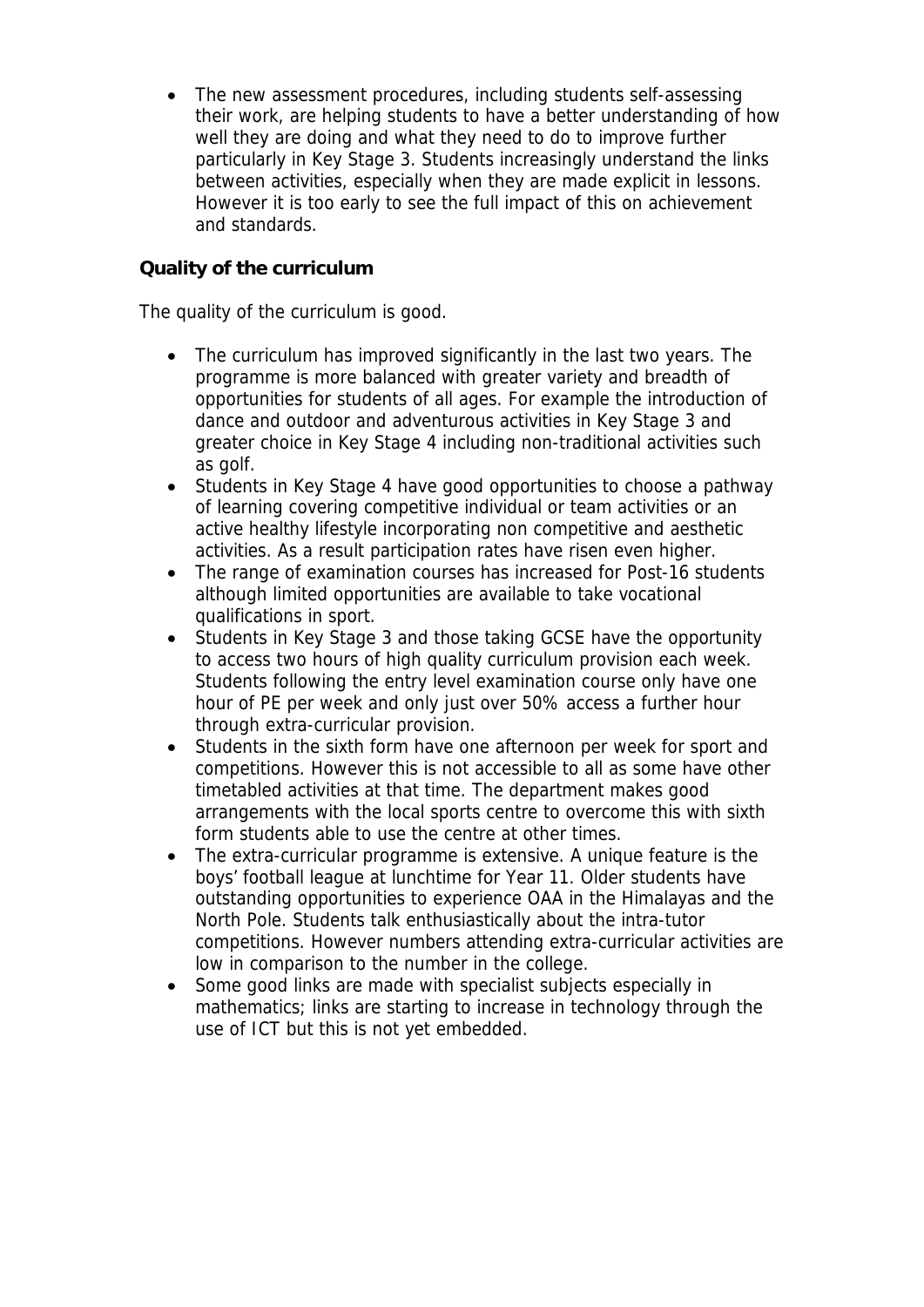- The new assessment procedures, including students self-assessing their work, are helping students to have a better understanding of how well they are doing and what they need to do to improve further particularly in Key Stage 3. Students increasingly understand the links between activities, especially when they are made explicit in lessons. However it is too early to see the full impact of this on achievement and standards.

**Quality of the curriculum**

The quality of the curriculum is good.

- The curriculum has improved significantly in the last two years. The programme is more balanced with greater variety and breadth of opportunities for students of all ages. For example the introduction of dance and outdoor and adventurous activities in Key Stage 3 and greater choice in Key Stage 4 including non-traditional activities such as golf.
- Students in Key Stage 4 have good opportunities to choose a pathway of learning covering competitive individual or team activities or an active healthy lifestyle incorporating non competitive and aesthetic activities. As a result participation rates have risen even higher.
- The range of examination courses has increased for Post-16 students although limited opportunities are available to take vocational qualifications in sport.
- Students in Key Stage 3 and those taking GCSE have the opportunity to access two hours of high quality curriculum provision each week. Students following the entry level examination course only have one hour of PE per week and only just over 50% access a further hour through extra-curricular provision.
- Students in the sixth form have one afternoon per week for sport and competitions. However this is not accessible to all as some have other timetabled activities at that time. The department makes good arrangements with the local sports centre to overcome this with sixth form students able to use the centre at other times.
- The extra-curricular programme is extensive. A unique feature is the boys' football league at lunchtime for Year 11. Older students have outstanding opportunities to experience OAA in the Himalayas and the North Pole. Students talk enthusiastically about the intra-tutor competitions. However numbers attending extra-curricular activities are low in comparison to the number in the college.
- Some good links are made with specialist subjects especially in mathematics; links are starting to increase in technology through the use of ICT but this is not yet embedded.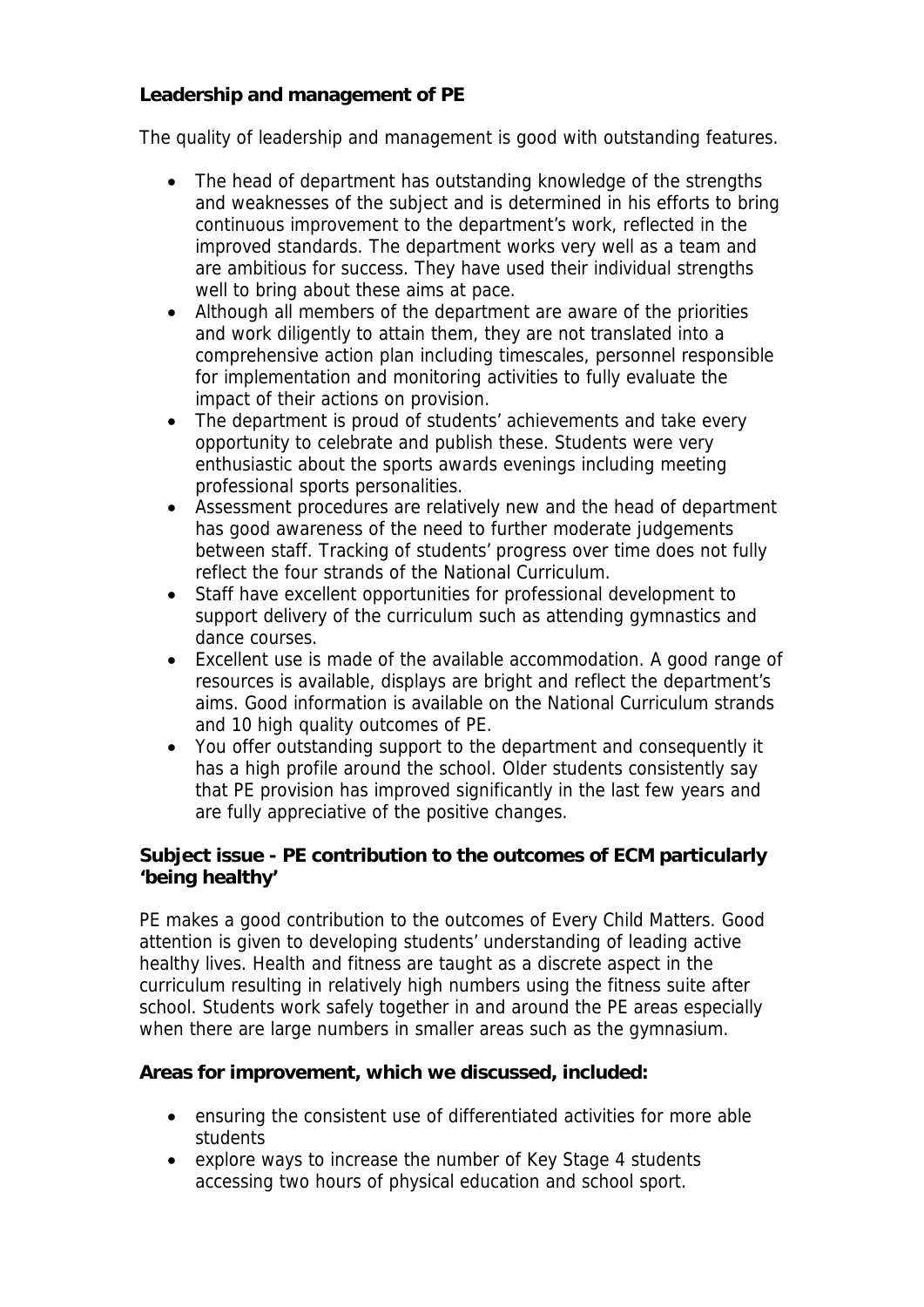**Leadership and management of PE**

The quality of leadership and management is good with outstanding features.

- The head of department has outstanding knowledge of the strengths and weaknesses of the subject and is determined in his efforts to bring continuous improvement to the department's work, reflected in the improved standards. The department works very well as a team and are ambitious for success. They have used their individual strengths well to bring about these aims at pace.
- Although all members of the department are aware of the priorities and work diligently to attain them, they are not translated into a comprehensive action plan including timescales, personnel responsible for implementation and monitoring activities to fully evaluate the impact of their actions on provision.
- The department is proud of students' achievements and take every opportunity to celebrate and publish these. Students were very enthusiastic about the sports awards evenings including meeting professional sports personalities.
- Assessment procedures are relatively new and the head of department has good awareness of the need to further moderate judgements between staff. Tracking of students' progress over time does not fully reflect the four strands of the National Curriculum.
- Staff have excellent opportunities for professional development to support delivery of the curriculum such as attending gymnastics and dance courses.
- Excellent use is made of the available accommodation. A good range of resources is available, displays are bright and reflect the department's aims. Good information is available on the National Curriculum strands and 10 high quality outcomes of PE.
- You offer outstanding support to the department and consequently it has a high profile around the school. Older students consistently say that PE provision has improved significantly in the last few years and are fully appreciative of the positive changes.

**Subject issue - PE contribution to the outcomes of ECM particularly 'being healthy'**

PE makes a good contribution to the outcomes of Every Child Matters. Good attention is given to developing students' understanding of leading active healthy lives. Health and fitness are taught as a discrete aspect in the curriculum resulting in relatively high numbers using the fitness suite after school. Students work safely together in and around the PE areas especially when there are large numbers in smaller areas such as the gymnasium.

**Areas for improvement, which we discussed, included:**

- ensuring the consistent use of differentiated activities for more able students
- explore ways to increase the number of Key Stage 4 students accessing two hours of physical education and school sport.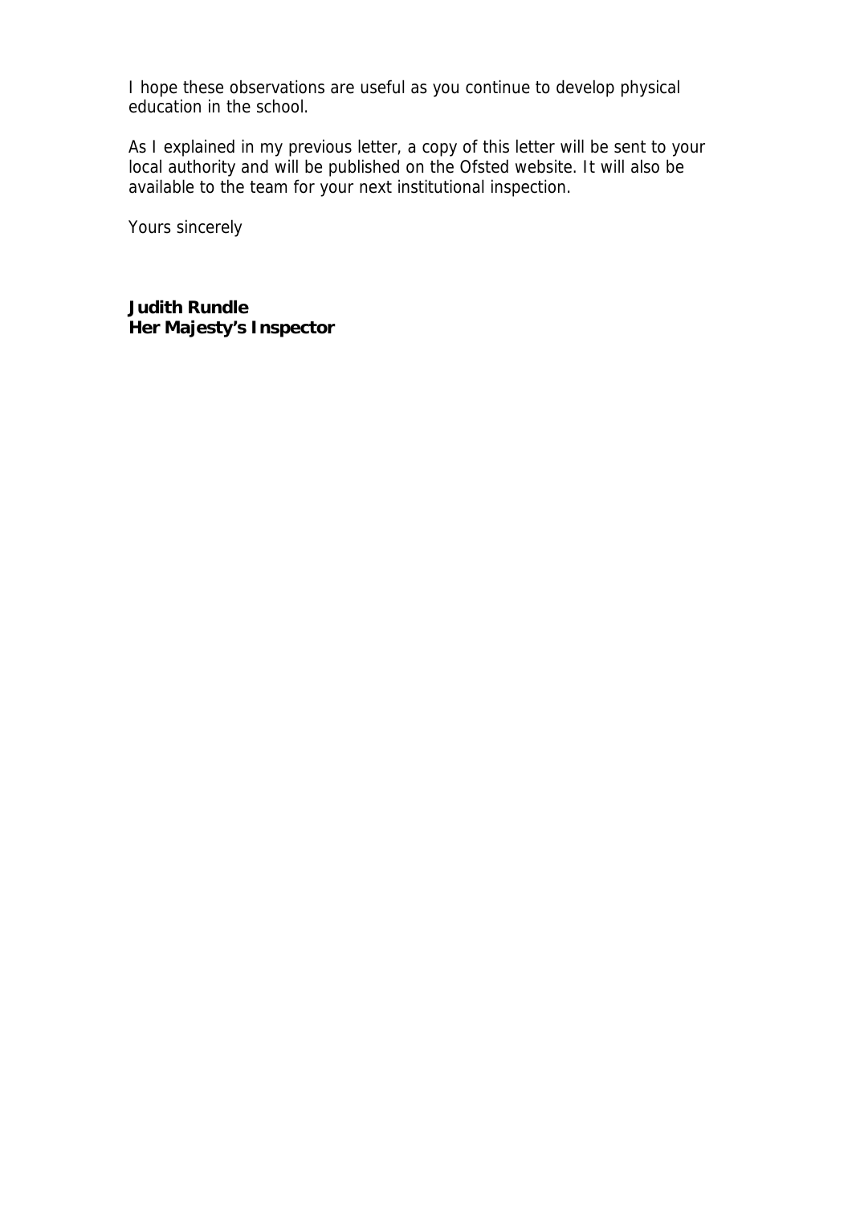I hope these observations are useful as you continue to develop physical education in the school.

As I explained in my previous letter, a copy of this letter will be sent to your local authority and will be published on the Ofsted website. It will also be available to the team for your next institutional inspection.

Yours sincerely

**Judith Rundle**
**Her Majesty's Inspector**